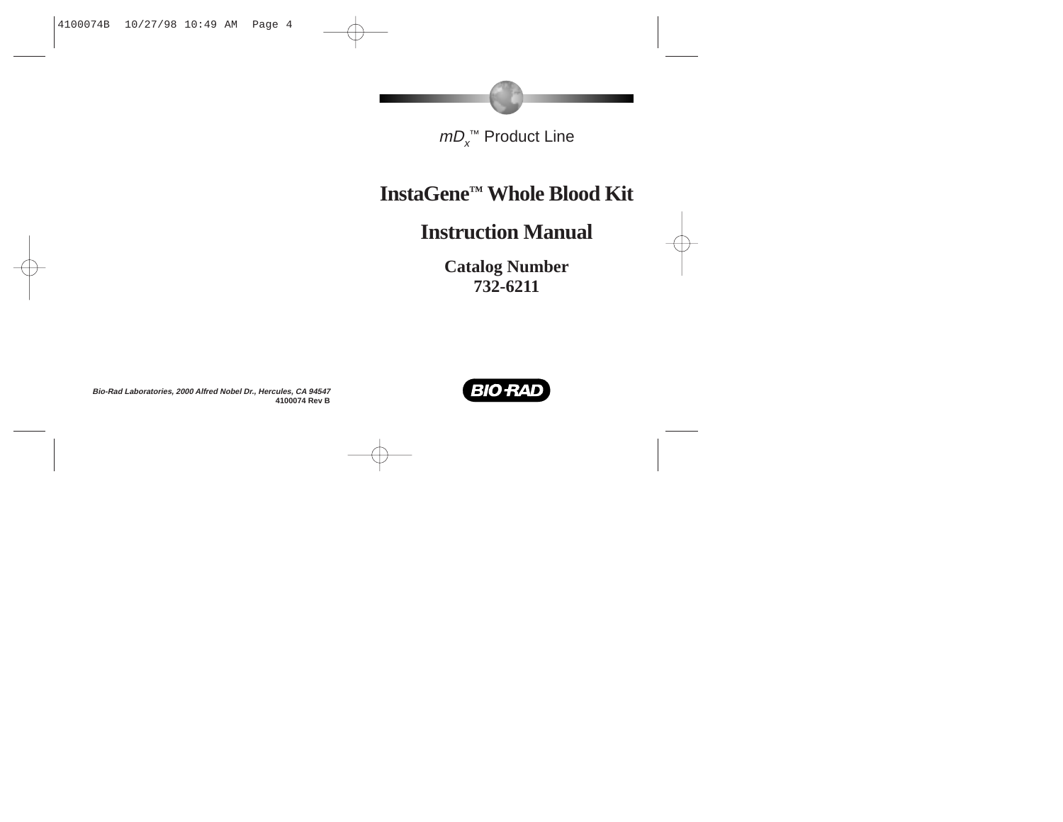$mD_x$™ Product Line

# InstaGene™ Whole Blood Kit

# Instruction Manual

**Catalog Number**
**732-6211**

*Bio-Rad Laboratories, 2000 Alfred Nobel Dr., Hercules, CA 94547*
**4100074 Rev B**

BIO-RAD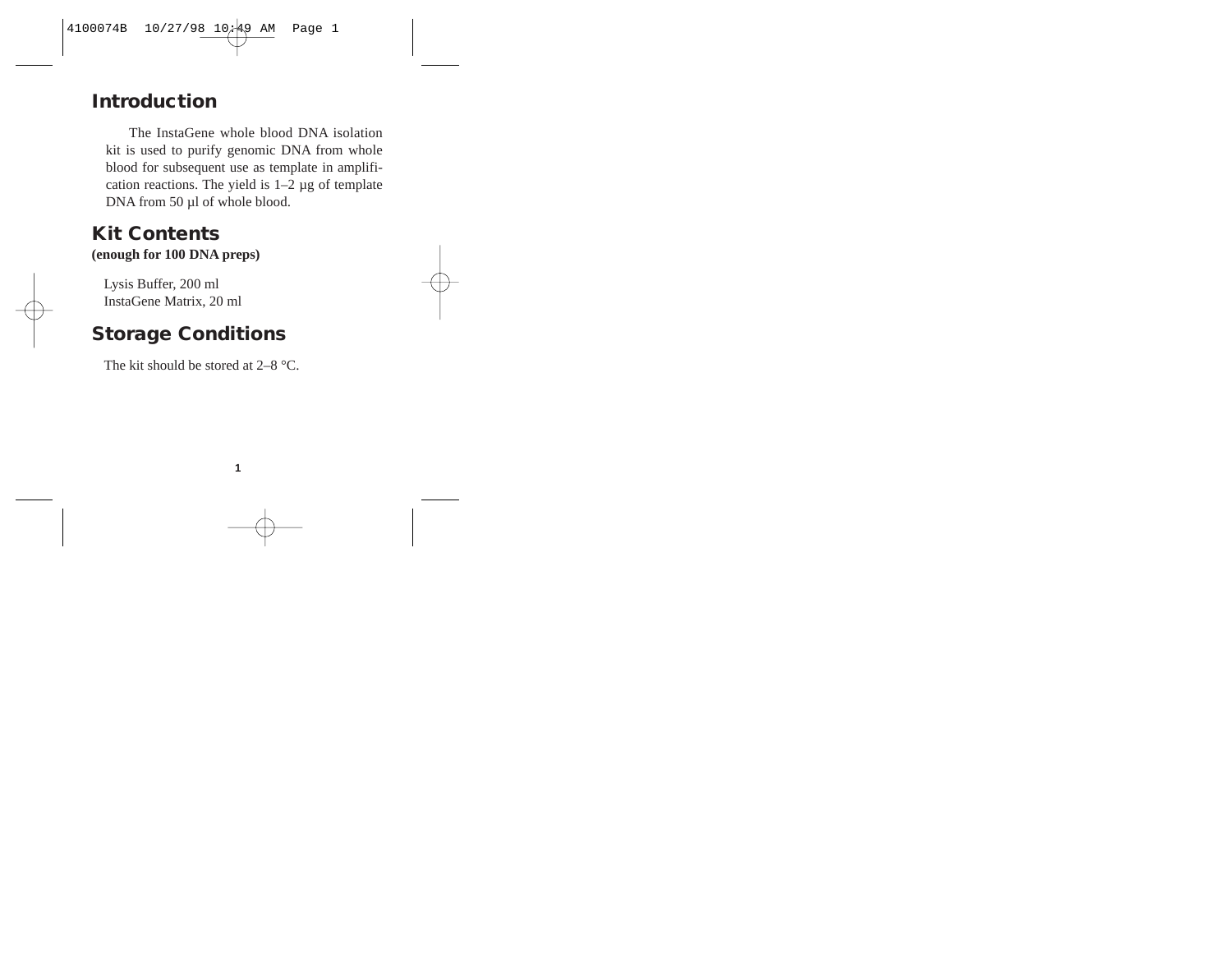## Introduction

The InstaGene whole blood DNA isolation kit is used to purify genomic DNA from whole blood for subsequent use as template in amplification reactions. The yield is 1–2 µg of template DNA from 50 µl of whole blood.

## Kit Contents

**(enough for 100 DNA preps)**

Lysis Buffer, 200 ml
InstaGene Matrix, 20 ml

## Storage Conditions

The kit should be stored at 2–8 °C.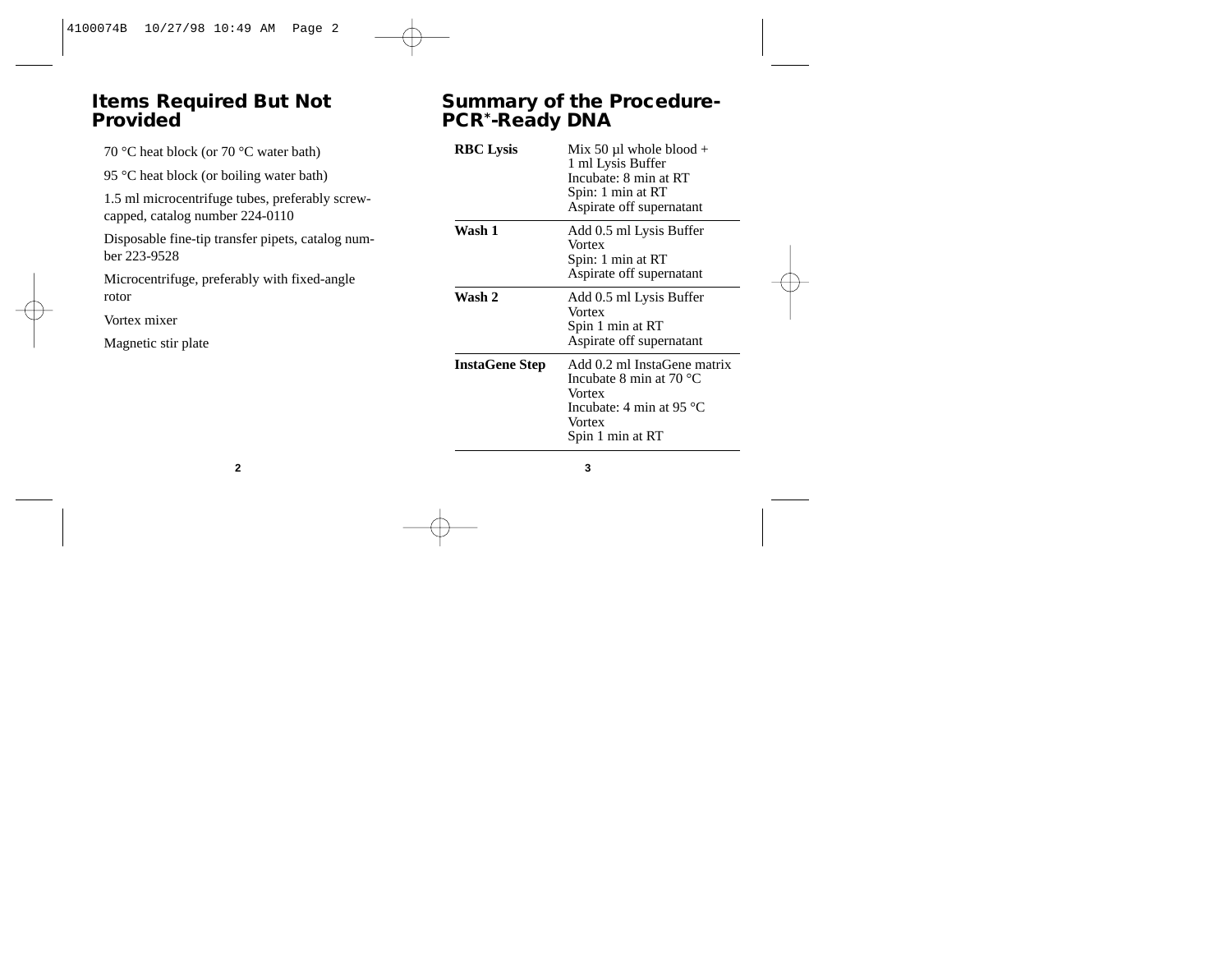## Items Required But Not Provided

70 °C heat block (or 70 °C water bath)

95 °C heat block (or boiling water bath)

1.5 ml microcentrifuge tubes, preferably screw-capped, catalog number 224-0110

Disposable fine-tip transfer pipets, catalog number 223-9528

Microcentrifuge, preferably with fixed-angle rotor

Vortex mixer

Magnetic stir plate

## Summary of the Procedure-PCR*-Ready DNA

| | |
|---|---|
| **RBC Lysis** | Mix 50 µl whole blood + 1 ml Lysis Buffer<br>Incubate: 8 min at RT<br>Spin: 1 min at RT<br>Aspirate off supernatant |
| **Wash 1** | Add 0.5 ml Lysis Buffer<br>Vortex<br>Spin: 1 min at RT<br>Aspirate off supernatant |
| **Wash 2** | Add 0.5 ml Lysis Buffer<br>Vortex<br>Spin 1 min at RT<br>Aspirate off supernatant |
| **InstaGene Step** | Add 0.2 ml InstaGene matrix<br>Incubate 8 min at 70 °C<br>Vortex<br>Incubate: 4 min at 95 °C<br>Vortex<br>Spin 1 min at RT |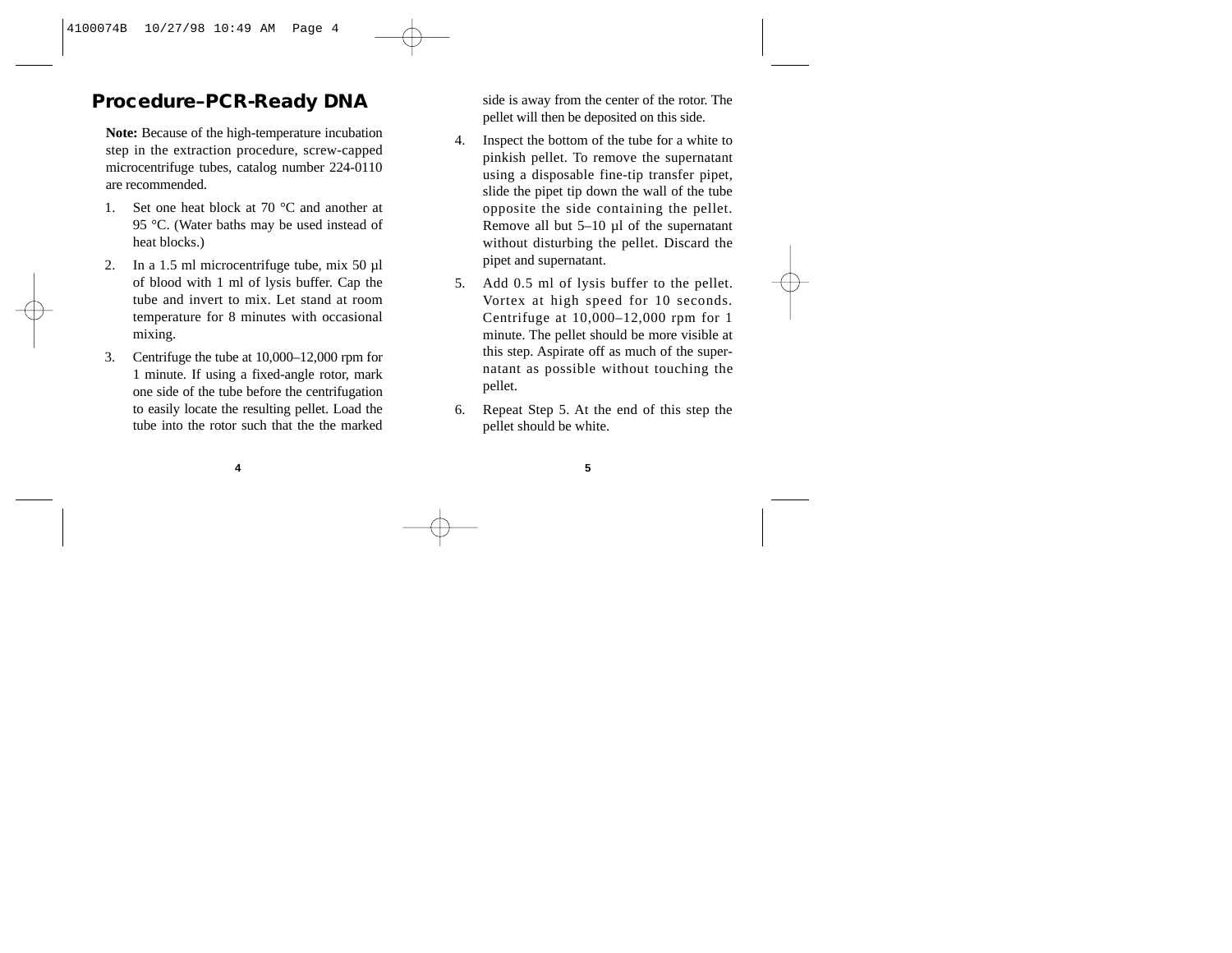## Procedure–PCR-Ready DNA

**Note:** Because of the high-temperature incubation step in the extraction procedure, screw-capped microcentrifuge tubes, catalog number 224-0110 are recommended.

1. Set one heat block at 70 °C and another at 95 °C. (Water baths may be used instead of heat blocks.)
2. In a 1.5 ml microcentrifuge tube, mix 50 µl of blood with 1 ml of lysis buffer. Cap the tube and invert to mix. Let stand at room temperature for 8 minutes with occasional mixing.
3. Centrifuge the tube at 10,000–12,000 rpm for 1 minute. If using a fixed-angle rotor, mark one side of the tube before the centrifugation to easily locate the resulting pellet. Load the tube into the rotor such that the the marked side is away from the center of the rotor. The pellet will then be deposited on this side.
4. Inspect the bottom of the tube for a white to pinkish pellet. To remove the supernatant using a disposable fine-tip transfer pipet, slide the pipet tip down the wall of the tube opposite the side containing the pellet. Remove all but 5–10 µl of the supernatant without disturbing the pellet. Discard the pipet and supernatant.
5. Add 0.5 ml of lysis buffer to the pellet. Vortex at high speed for 10 seconds. Centrifuge at 10,000–12,000 rpm for 1 minute. The pellet should be more visible at this step. Aspirate off as much of the supernatant as possible without touching the pellet.
6. Repeat Step 5. At the end of this step the pellet should be white.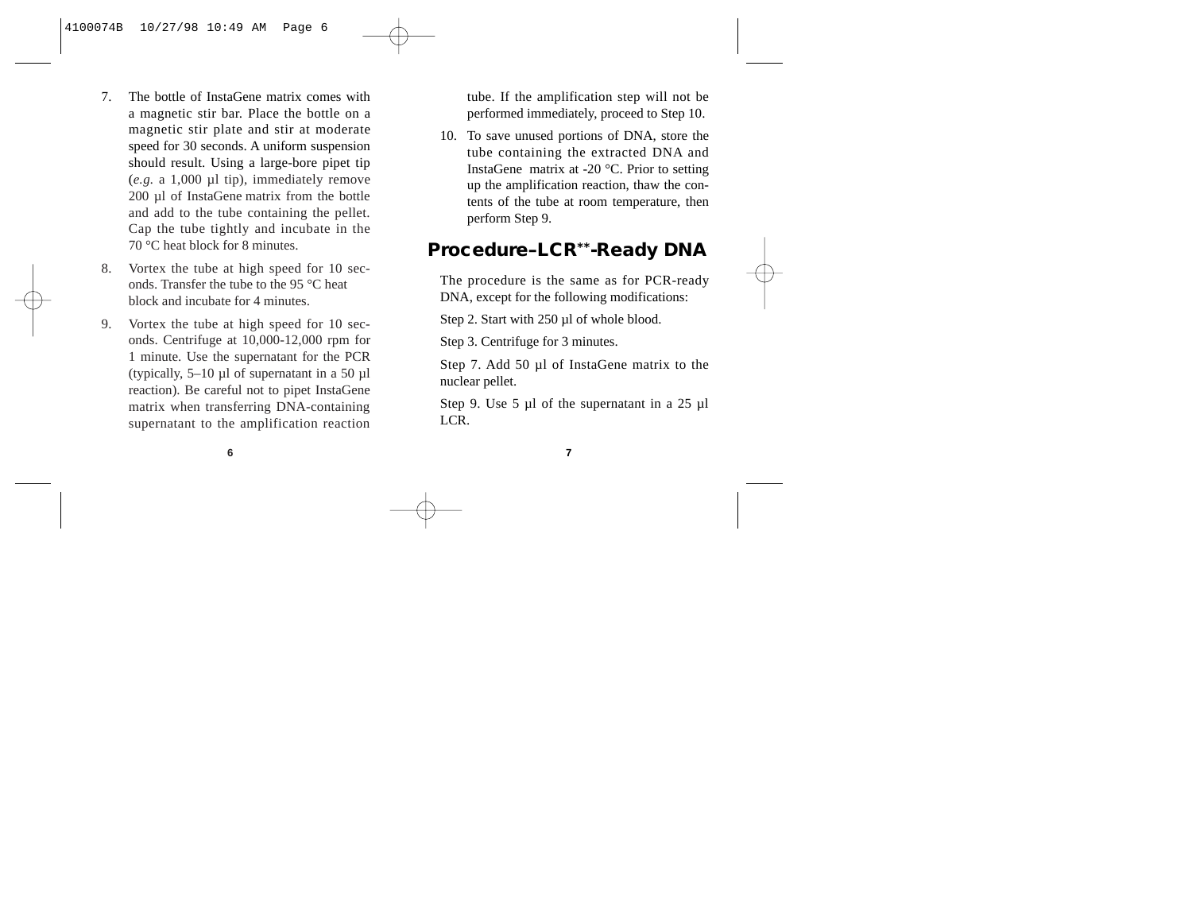7. The bottle of InstaGene matrix comes with a magnetic stir bar. Place the bottle on a magnetic stir plate and stir at moderate speed for 30 seconds. A uniform suspension should result. Using a large-bore pipet tip (*e.g.* a 1,000 µl tip), immediately remove 200 µl of InstaGene matrix from the bottle and add to the tube containing the pellet. Cap the tube tightly and incubate in the 70 °C heat block for 8 minutes.

8. Vortex the tube at high speed for 10 seconds. Transfer the tube to the 95 °C heat block and incubate for 4 minutes.

9. Vortex the tube at high speed for 10 seconds. Centrifuge at 10,000-12,000 rpm for 1 minute. Use the supernatant for the PCR (typically, 5–10 µl of supernatant in a 50 µl reaction). Be careful not to pipet InstaGene matrix when transferring DNA-containing supernatant to the amplification reaction tube. If the amplification step will not be performed immediately, proceed to Step 10.

10. To save unused portions of DNA, store the tube containing the extracted DNA and InstaGene matrix at -20 °C. Prior to setting up the amplification reaction, thaw the contents of the tube at room temperature, then perform Step 9.

## Procedure–LCR**-Ready DNA

The procedure is the same as for PCR-ready DNA, except for the following modifications:

Step 2. Start with 250 µl of whole blood.

Step 3. Centrifuge for 3 minutes.

Step 7. Add 50 µl of InstaGene matrix to the nuclear pellet.

Step 9. Use 5 µl of the supernatant in a 25 µl LCR.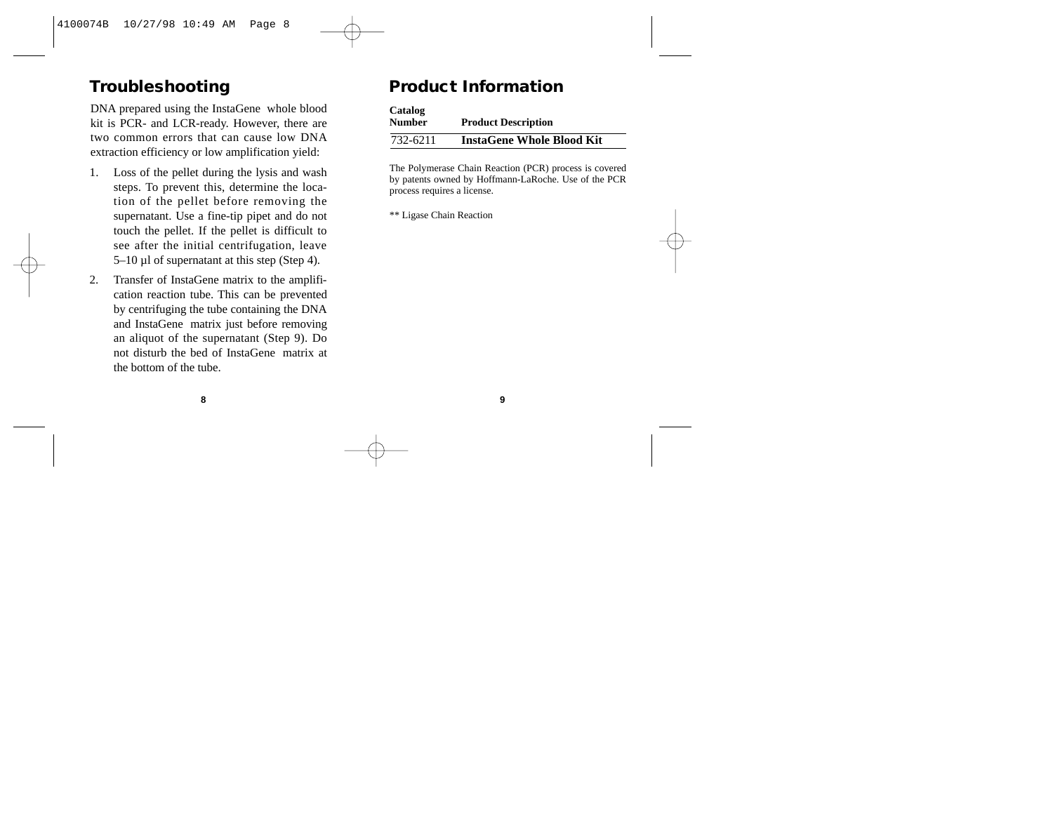## Troubleshooting

DNA prepared using the InstaGene whole blood kit is PCR- and LCR-ready. However, there are two common errors that can cause low DNA extraction efficiency or low amplification yield:

1. Loss of the pellet during the lysis and wash steps. To prevent this, determine the location of the pellet before removing the supernatant. Use a fine-tip pipet and do not touch the pellet. If the pellet is difficult to see after the initial centrifugation, leave 5–10 µl of supernatant at this step (Step 4).
2. Transfer of InstaGene matrix to the amplification reaction tube. This can be prevented by centrifuging the tube containing the DNA and InstaGene matrix just before removing an aliquot of the supernatant (Step 9). Do not disturb the bed of InstaGene matrix at the bottom of the tube.

## Product Information

| Catalog Number | Product Description |
|---|---|
| 732-6211 | **InstaGene Whole Blood Kit** |

The Polymerase Chain Reaction (PCR) process is covered by patents owned by Hoffmann-LaRoche. Use of the PCR process requires a license.

** Ligase Chain Reaction